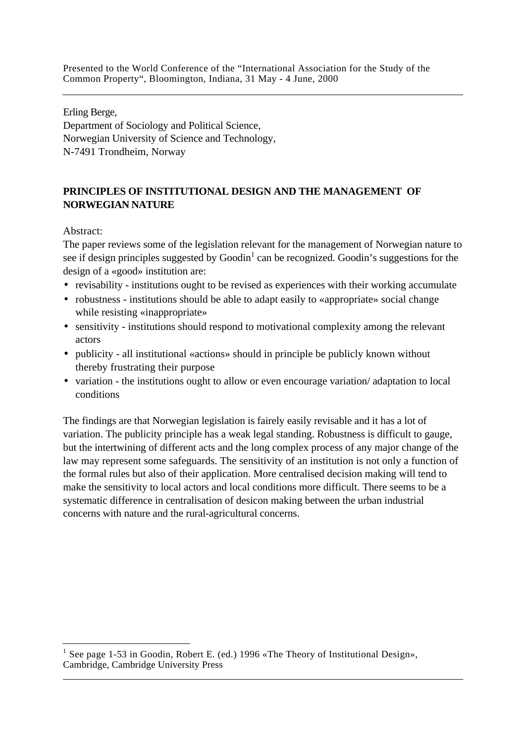Presented to the World Conference of the "International Association for the Study of the Common Property", Bloomington, Indiana, 31 May - 4 June, 2000

---

Erling Berge,
Department of Sociology and Political Science,
Norwegian University of Science and Technology,
N-7491 Trondheim, Norway

# PRINCIPLES OF INSTITUTIONAL DESIGN AND THE MANAGEMENT OF NORWEGIAN NATURE

Abstract:

The paper reviews some of the legislation relevant for the management of Norwegian nature to see if design principles suggested by Goodin[1] can be recognized. Goodin's suggestions for the design of a «good» institution are:

- revisability - institutions ought to be revised as experiences with their working accumulate
- robustness - institutions should be able to adapt easily to «appropriate» social change while resisting «inappropriate»
- sensitivity - institutions should respond to motivational complexity among the relevant actors
- publicity - all institutional «actions» should in principle be publicly known without thereby frustrating their purpose
- variation - the institutions ought to allow or even encourage variation/ adaptation to local conditions

The findings are that Norwegian legislation is fairely easily revisable and it has a lot of variation. The publicity principle has a weak legal standing. Robustness is difficult to gauge, but the intertwining of different acts and the long complex process of any major change of the law may represent some safeguards. The sensitivity of an institution is not only a function of the formal rules but also of their application. More centralised decision making will tend to make the sensitivity to local actors and local conditions more difficult. There seems to be a systematic difference in centralisation of desicon making between the urban industrial concerns with nature and the rural-agricultural concerns.

---

[1] See page 1-53 in Goodin, Robert E. (ed.) 1996 «The Theory of Institutional Design», Cambridge, Cambridge University Press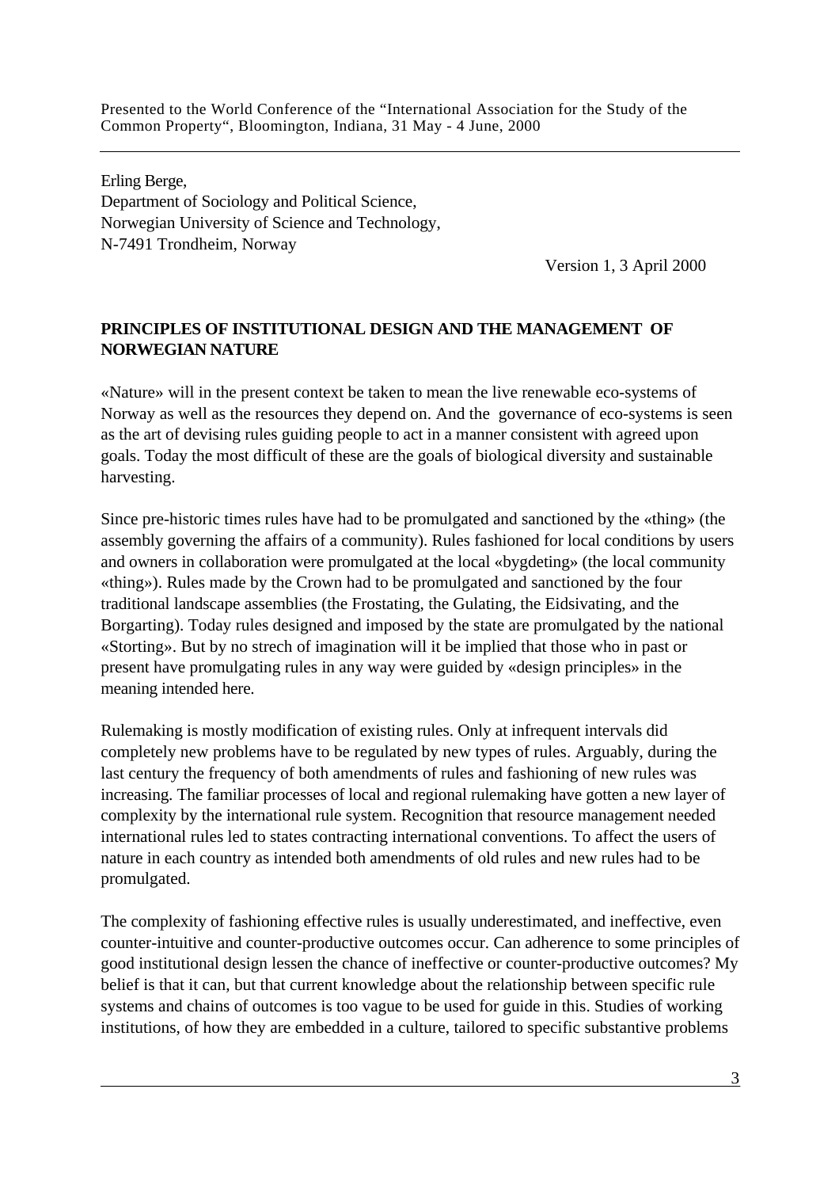Presented to the World Conference of the “International Association for the Study of the Common Property“, Bloomington, Indiana, 31 May - 4 June, 2000

Erling Berge,
Department of Sociology and Political Science,
Norwegian University of Science and Technology,
N-7491 Trondheim, Norway

Version 1, 3 April 2000

**PRINCIPLES OF INSTITUTIONAL DESIGN AND THE MANAGEMENT OF NORWEGIAN NATURE**

«Nature» will in the present context be taken to mean the live renewable eco-systems of Norway as well as the resources they depend on. And the governance of eco-systems is seen as the art of devising rules guiding people to act in a manner consistent with agreed upon goals. Today the most difficult of these are the goals of biological diversity and sustainable harvesting.

Since pre-historic times rules have had to be promulgated and sanctioned by the «thing» (the assembly governing the affairs of a community). Rules fashioned for local conditions by users and owners in collaboration were promulgated at the local «bygdeting» (the local community «thing»). Rules made by the Crown had to be promulgated and sanctioned by the four traditional landscape assemblies (the Frostating, the Gulating, the Eidsivating, and the Borgarting). Today rules designed and imposed by the state are promulgated by the national «Storting». But by no strech of imagination will it be implied that those who in past or present have promulgating rules in any way were guided by «design principles» in the meaning intended here.

Rulemaking is mostly modification of existing rules. Only at infrequent intervals did completely new problems have to be regulated by new types of rules. Arguably, during the last century the frequency of both amendments of rules and fashioning of new rules was increasing. The familiar processes of local and regional rulemaking have gotten a new layer of complexity by the international rule system. Recognition that resource management needed international rules led to states contracting international conventions. To affect the users of nature in each country as intended both amendments of old rules and new rules had to be promulgated.

The complexity of fashioning effective rules is usually underestimated, and ineffective, even counter-intuitive and counter-productive outcomes occur. Can adherence to some principles of good institutional design lessen the chance of ineffective or counter-productive outcomes? My belief is that it can, but that current knowledge about the relationship between specific rule systems and chains of outcomes is too vague to be used for guide in this. Studies of working institutions, of how they are embedded in a culture, tailored to specific substantive problems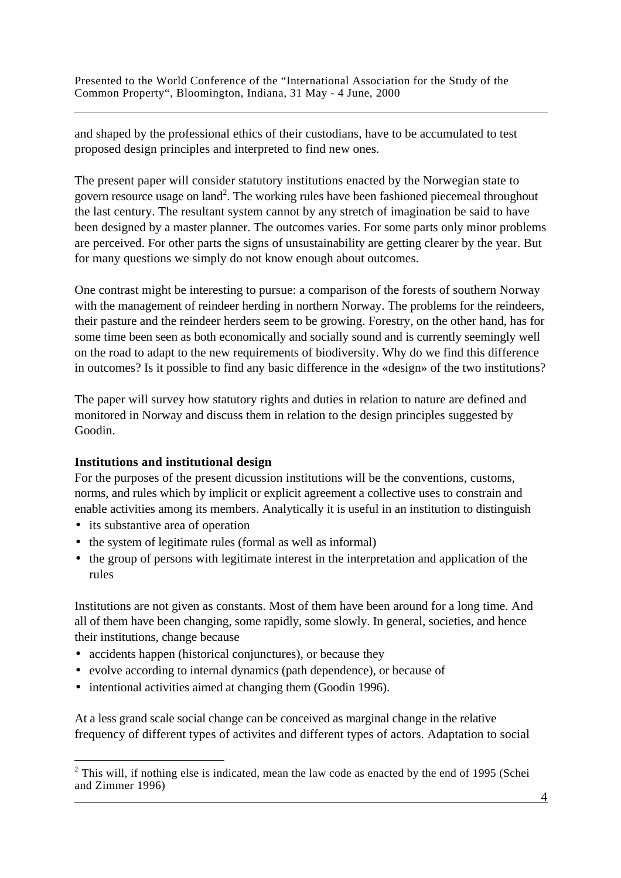and shaped by the professional ethics of their custodians, have to be accumulated to test proposed design principles and interpreted to find new ones.

The present paper will consider statutory institutions enacted by the Norwegian state to govern resource usage on land[2]. The working rules have been fashioned piecemeal throughout the last century. The resultant system cannot by any stretch of imagination be said to have been designed by a master planner. The outcomes varies. For some parts only minor problems are perceived. For other parts the signs of unsustainability are getting clearer by the year. But for many questions we simply do not know enough about outcomes.

One contrast might be interesting to pursue: a comparison of the forests of southern Norway with the management of reindeer herding in northern Norway. The problems for the reindeers, their pasture and the reindeer herders seem to be growing. Forestry, on the other hand, has for some time been seen as both economically and socially sound and is currently seemingly well on the road to adapt to the new requirements of biodiversity. Why do we find this difference in outcomes? Is it possible to find any basic difference in the «design» of the two institutions?

The paper will survey how statutory rights and duties in relation to nature are defined and monitored in Norway and discuss them in relation to the design principles suggested by Goodin.

**Institutions and institutional design**

For the purposes of the present dicussion institutions will be the conventions, customs, norms, and rules which by implicit or explicit agreement a collective uses to constrain and enable activities among its members. Analytically it is useful in an institution to distinguish

- its substantive area of operation
- the system of legitimate rules (formal as well as informal)
- the group of persons with legitimate interest in the interpretation and application of the rules

Institutions are not given as constants. Most of them have been around for a long time. And all of them have been changing, some rapidly, some slowly. In general, societies, and hence their institutions, change because

- accidents happen (historical conjunctures), or because they
- evolve according to internal dynamics (path dependence), or because of
- intentional activities aimed at changing them (Goodin 1996).

At a less grand scale social change can be conceived as marginal change in the relative frequency of different types of activites and different types of actors. Adaptation to social

[2] This will, if nothing else is indicated, mean the law code as enacted by the end of 1995 (Schei and Zimmer 1996)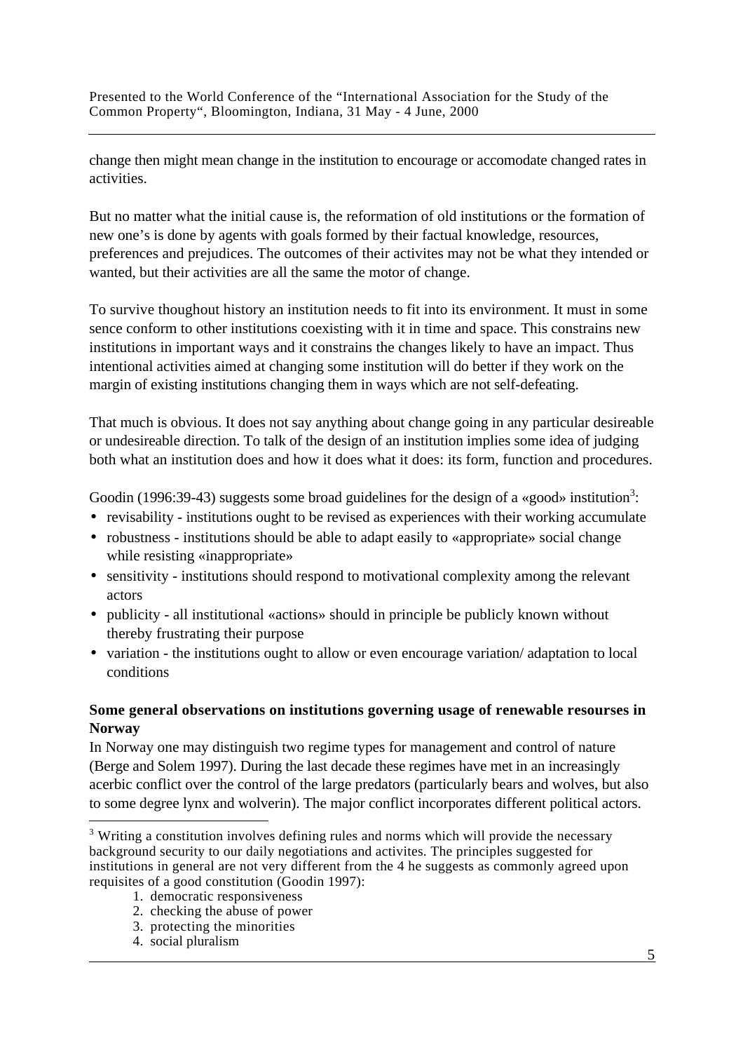change then might mean change in the institution to encourage or accomodate changed rates in activities.

But no matter what the initial cause is, the reformation of old institutions or the formation of new one's is done by agents with goals formed by their factual knowledge, resources, preferences and prejudices. The outcomes of their activites may not be what they intended or wanted, but their activities are all the same the motor of change.

To survive thoughout history an institution needs to fit into its environment. It must in some sence conform to other institutions coexisting with it in time and space. This constrains new institutions in important ways and it constrains the changes likely to have an impact. Thus intentional activities aimed at changing some institution will do better if they work on the margin of existing institutions changing them in ways which are not self-defeating.

That much is obvious. It does not say anything about change going in any particular desireable or undesireable direction. To talk of the design of an institution implies some idea of judging both what an institution does and how it does what it does: its form, function and procedures.

Goodin (1996:39-43) suggests some broad guidelines for the design of a «good» institution[3]:

- revisability - institutions ought to be revised as experiences with their working accumulate
- robustness - institutions should be able to adapt easily to «appropriate» social change while resisting «inappropriate»
- sensitivity - institutions should respond to motivational complexity among the relevant actors
- publicity - all institutional «actions» should in principle be publicly known without thereby frustrating their purpose
- variation - the institutions ought to allow or even encourage variation/ adaptation to local conditions

**Some general observations on institutions governing usage of renewable resourses in Norway**

In Norway one may distinguish two regime types for management and control of nature (Berge and Solem 1997). During the last decade these regimes have met in an increasingly acerbic conflict over the control of the large predators (particularly bears and wolves, but also to some degree lynx and wolverin). The major conflict incorporates different political actors.

[3] Writing a constitution involves defining rules and norms which will provide the necessary background security to our daily negotiations and activites. The principles suggested for institutions in general are not very different from the 4 he suggests as commonly agreed upon requisites of a good constitution (Goodin 1997):

1. democratic responsiveness
2. checking the abuse of power
3. protecting the minorities
4. social pluralism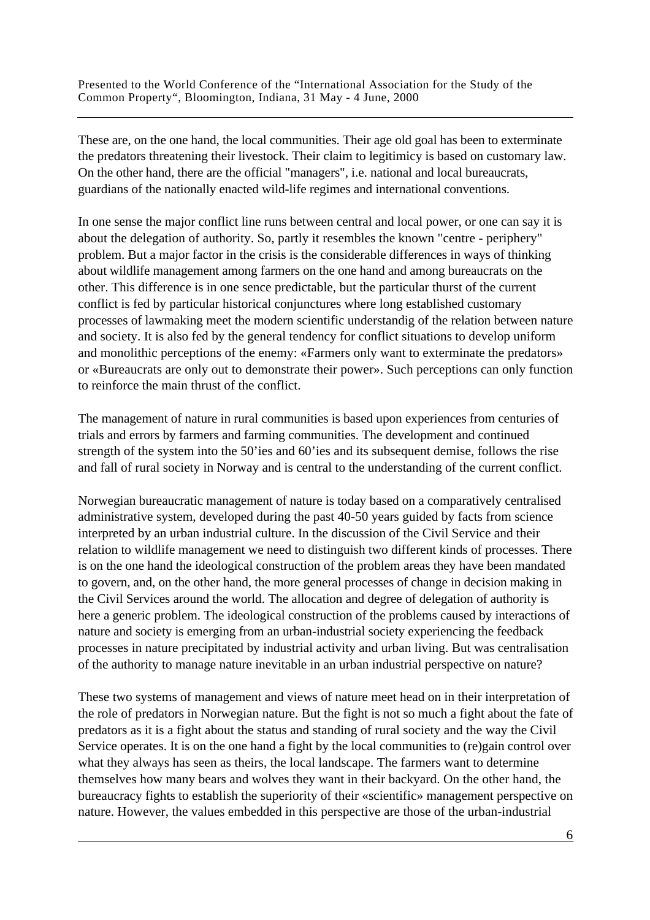These are, on the one hand, the local communities. Their age old goal has been to exterminate the predators threatening their livestock. Their claim to legitimicy is based on customary law. On the other hand, there are the official "managers", i.e. national and local bureaucrats, guardians of the nationally enacted wild-life regimes and international conventions.

In one sense the major conflict line runs between central and local power, or one can say it is about the delegation of authority. So, partly it resembles the known "centre - periphery" problem. But a major factor in the crisis is the considerable differences in ways of thinking about wildlife management among farmers on the one hand and among bureaucrats on the other. This difference is in one sence predictable, but the particular thurst of the current conflict is fed by particular historical conjunctures where long established customary processes of lawmaking meet the modern scientific understandig of the relation between nature and society. It is also fed by the general tendency for conflict situations to develop uniform and monolithic perceptions of the enemy: «Farmers only want to exterminate the predators» or «Bureaucrats are only out to demonstrate their power». Such perceptions can only function to reinforce the main thrust of the conflict.

The management of nature in rural communities is based upon experiences from centuries of trials and errors by farmers and farming communities. The development and continued strength of the system into the 50'ies and 60'ies and its subsequent demise, follows the rise and fall of rural society in Norway and is central to the understanding of the current conflict.

Norwegian bureaucratic management of nature is today based on a comparatively centralised administrative system, developed during the past 40-50 years guided by facts from science interpreted by an urban industrial culture. In the discussion of the Civil Service and their relation to wildlife management we need to distinguish two different kinds of processes. There is on the one hand the ideological construction of the problem areas they have been mandated to govern, and, on the other hand, the more general processes of change in decision making in the Civil Services around the world. The allocation and degree of delegation of authority is here a generic problem. The ideological construction of the problems caused by interactions of nature and society is emerging from an urban-industrial society experiencing the feedback processes in nature precipitated by industrial activity and urban living. But was centralisation of the authority to manage nature inevitable in an urban industrial perspective on nature?

These two systems of management and views of nature meet head on in their interpretation of the role of predators in Norwegian nature. But the fight is not so much a fight about the fate of predators as it is a fight about the status and standing of rural society and the way the Civil Service operates. It is on the one hand a fight by the local communities to (re)gain control over what they always has seen as theirs, the local landscape. The farmers want to determine themselves how many bears and wolves they want in their backyard. On the other hand, the bureaucracy fights to establish the superiority of their «scientific» management perspective on nature. However, the values embedded in this perspective are those of the urban-industrial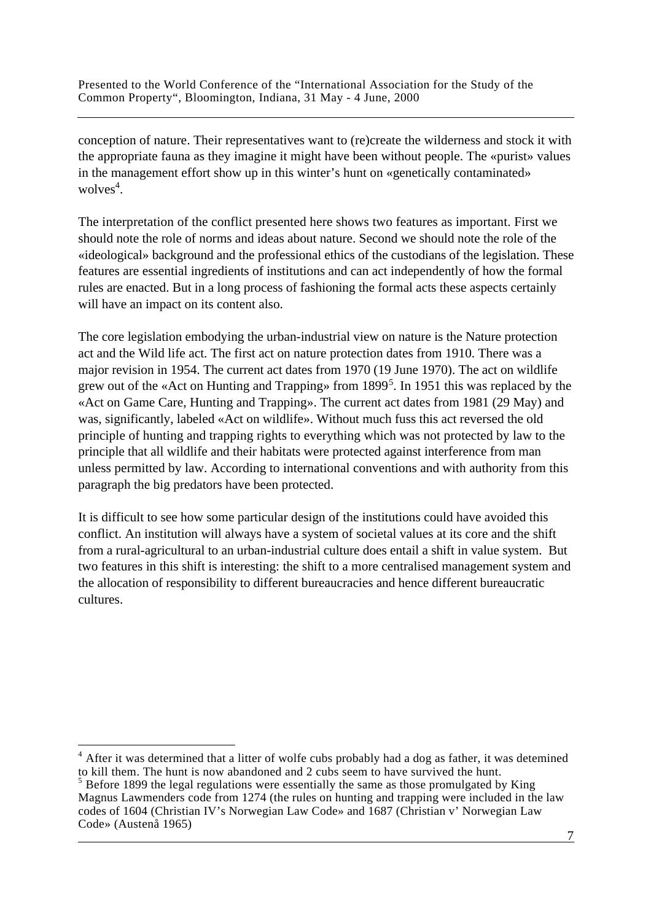conception of nature. Their representatives want to (re)create the wilderness and stock it with the appropriate fauna as they imagine it might have been without people. The «purist» values in the management effort show up in this winter's hunt on «genetically contaminated» wolves[4].

The interpretation of the conflict presented here shows two features as important. First we should note the role of norms and ideas about nature. Second we should note the role of the «ideological» background and the professional ethics of the custodians of the legislation. These features are essential ingredients of institutions and can act independently of how the formal rules are enacted. But in a long process of fashioning the formal acts these aspects certainly will have an impact on its content also.

The core legislation embodying the urban-industrial view on nature is the Nature protection act and the Wild life act. The first act on nature protection dates from 1910. There was a major revision in 1954. The current act dates from 1970 (19 June 1970). The act on wildlife grew out of the «Act on Hunting and Trapping» from 1899[5]. In 1951 this was replaced by the «Act on Game Care, Hunting and Trapping». The current act dates from 1981 (29 May) and was, significantly, labeled «Act on wildlife». Without much fuss this act reversed the old principle of hunting and trapping rights to everything which was not protected by law to the principle that all wildlife and their habitats were protected against interference from man unless permitted by law. According to international conventions and with authority from this paragraph the big predators have been protected.

It is difficult to see how some particular design of the institutions could have avoided this conflict. An institution will always have a system of societal values at its core and the shift from a rural-agricultural to an urban-industrial culture does entail a shift in value system. But two features in this shift is interesting: the shift to a more centralised management system and the allocation of responsibility to different bureaucracies and hence different bureaucratic cultures.

---

[4] After it was determined that a litter of wolfe cubs probably had a dog as father, it was detemined to kill them. The hunt is now abandoned and 2 cubs seem to have survived the hunt.

[5] Before 1899 the legal regulations were essentially the same as those promulgated by King Magnus Lawmenders code from 1274 (the rules on hunting and trapping were included in the law codes of 1604 (Christian IV's Norwegian Law Code» and 1687 (Christian v' Norwegian Law Code» (Austenå 1965)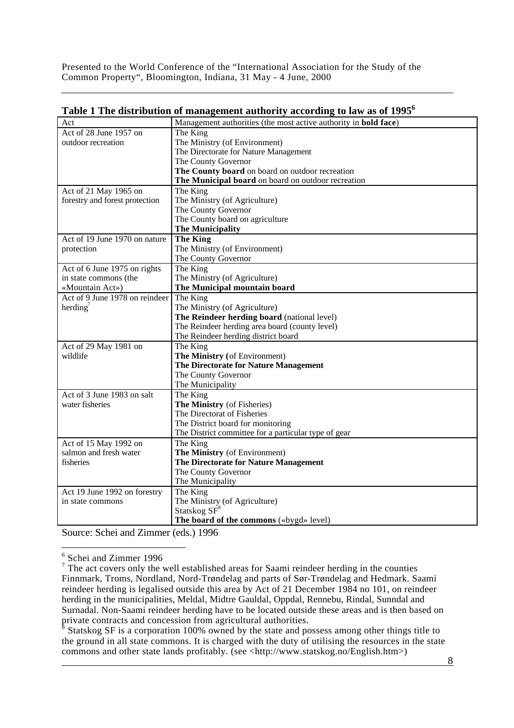**Table 1 The distribution of management authority according to law as of 1995[6]**

| Act | Management authorities (the most active authority in **bold face**) |
|---|---|
| Act of 28 June 1957 on outdoor recreation | The King<br>The Ministry (of Environment)<br>The Directorate for Nature Management<br>The County Governor<br>**The County board** on board on outdoor recreation<br>**The Municipal board** on board on outdoor recreation |
| Act of 21 May 1965 on forestry and forest protection | The King<br>The Ministry (of Agriculture)<br>The County Governor<br>The County board on agriculture<br>**The Municipality** |
| Act of 19 June 1970 on nature protection | **The King**<br>The Ministry (of Environment)<br>The County Governor |
| Act of 6 June 1975 on rights in state commons (the «Mountain Act») | The King<br>The Ministry (of Agriculture)<br>**The Municipal mountain board** |
| Act of 9 June 1978 on reindeer herding[7] | The King<br>The Ministry (of Agriculture)<br>**The Reindeer herding board** (national level)<br>The Reindeer herding area board (county level)<br>The Reindeer herding district board |
| Act of 29 May 1981 on wildlife | The King<br>**The Ministry (**of Environment)<br>**The Directorate for Nature Management**<br>The County Governor<br>The Municipality |
| Act of 3 June 1983 on salt water fisheries | The King<br>**The Ministry** (of Fisheries)<br>The Directorat of Fisheries<br>The District board for monitoring<br>The District committee for a particular type of gear |
| Act of 15 May 1992 on salmon and fresh water fisheries | The King<br>**The Ministry** (of Environment)<br>**The Directorate for Nature Management**<br>The County Governor<br>The Municipality |
| Act 19 June 1992 on forestry in state commons | The King<br>The Ministry (of Agriculture)<br>Statskog SF[8]<br>**The board of the commons** («bygd» level) |

Source: Schei and Zimmer (eds.) 1996

[6] Schei and Zimmer 1996

[7] The act covers only the well established areas for Saami reindeer herding in the counties Finnmark, Troms, Nordland, Nord-Trøndelag and parts of Sør-Trøndelag and Hedmark. Saami reindeer herding is legalised outside this area by Act of 21 December 1984 no 101, on reindeer herding in the municipalities, Meldal, Midtre Gauldal, Oppdal, Rennebu, Rindal, Sunndal and Surnadal. Non-Saami reindeer herding have to be located outside these areas and is then based on private contracts and concession from agricultural authorities.

[8] Statskog SF is a corporation 100% owned by the state and possess among other things title to the ground in all state commons. It is charged with the duty of utilising the resources in the state commons and other state lands profitably. (see <http://www.statskog.no/English.htm>)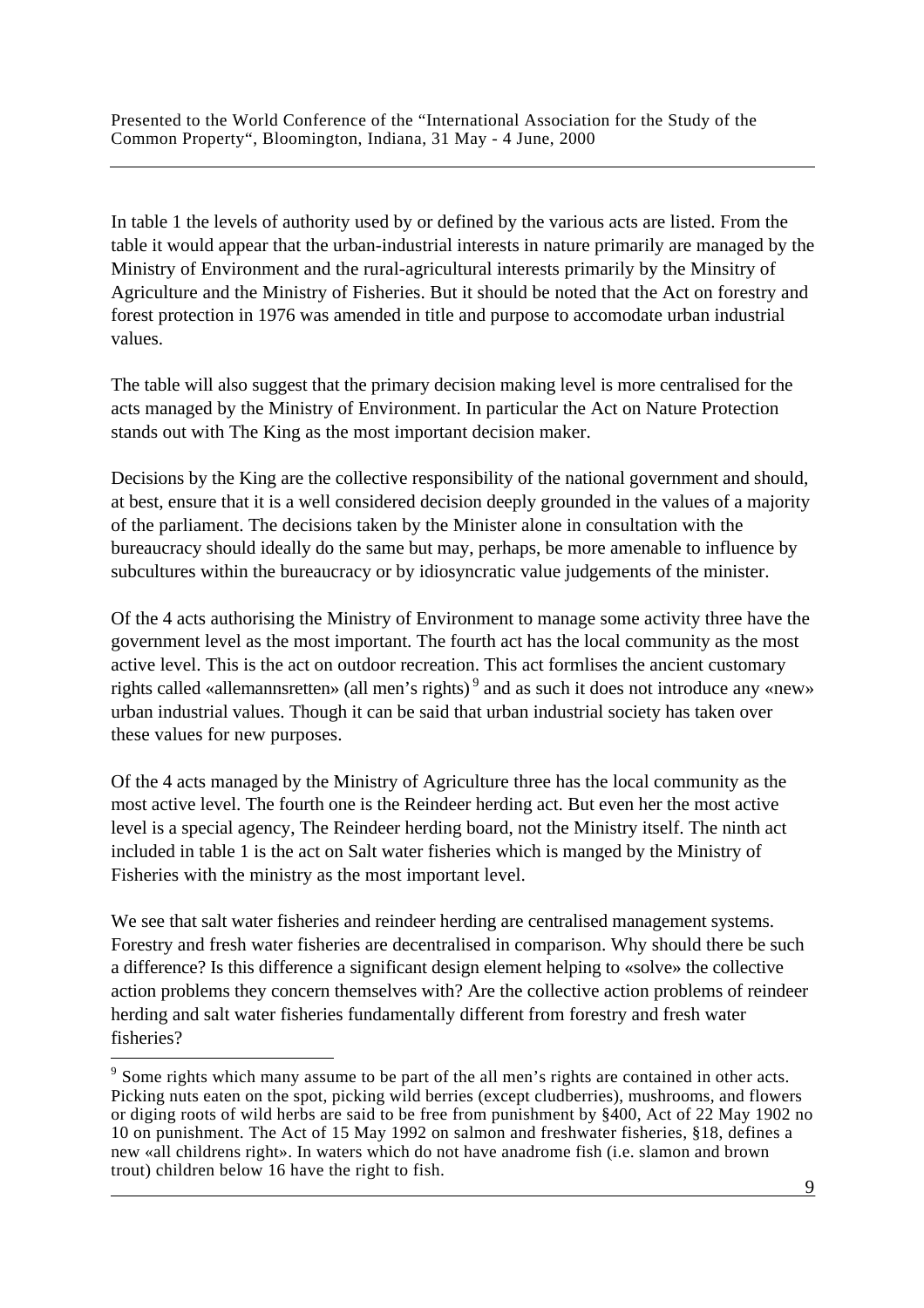In table 1 the levels of authority used by or defined by the various acts are listed. From the table it would appear that the urban-industrial interests in nature primarily are managed by the Ministry of Environment and the rural-agricultural interests primarily by the Minsitry of Agriculture and the Ministry of Fisheries. But it should be noted that the Act on forestry and forest protection in 1976 was amended in title and purpose to accomodate urban industrial values.

The table will also suggest that the primary decision making level is more centralised for the acts managed by the Ministry of Environment. In particular the Act on Nature Protection stands out with The King as the most important decision maker.

Decisions by the King are the collective responsibility of the national government and should, at best, ensure that it is a well considered decision deeply grounded in the values of a majority of the parliament. The decisions taken by the Minister alone in consultation with the bureaucracy should ideally do the same but may, perhaps, be more amenable to influence by subcultures within the bureaucracy or by idiosyncratic value judgements of the minister.

Of the 4 acts authorising the Ministry of Environment to manage some activity three have the government level as the most important. The fourth act has the local community as the most active level. This is the act on outdoor recreation. This act formlises the ancient customary rights called «allemannsretten» (all men's rights) [9] and as such it does not introduce any «new» urban industrial values. Though it can be said that urban industrial society has taken over these values for new purposes.

Of the 4 acts managed by the Ministry of Agriculture three has the local community as the most active level. The fourth one is the Reindeer herding act. But even her the most active level is a special agency, The Reindeer herding board, not the Ministry itself. The ninth act included in table 1 is the act on Salt water fisheries which is manged by the Ministry of Fisheries with the ministry as the most important level.

We see that salt water fisheries and reindeer herding are centralised management systems. Forestry and fresh water fisheries are decentralised in comparison. Why should there be such a difference? Is this difference a significant design element helping to «solve» the collective action problems they concern themselves with? Are the collective action problems of reindeer herding and salt water fisheries fundamentally different from forestry and fresh water fisheries?

[9] Some rights which many assume to be part of the all men's rights are contained in other acts. Picking nuts eaten on the spot, picking wild berries (except cludberries), mushrooms, and flowers or diging roots of wild herbs are said to be free from punishment by §400, Act of 22 May 1902 no 10 on punishment. The Act of 15 May 1992 on salmon and freshwater fisheries, §18, defines a new «all childrens right». In waters which do not have anadrome fish (i.e. slamon and brown trout) children below 16 have the right to fish.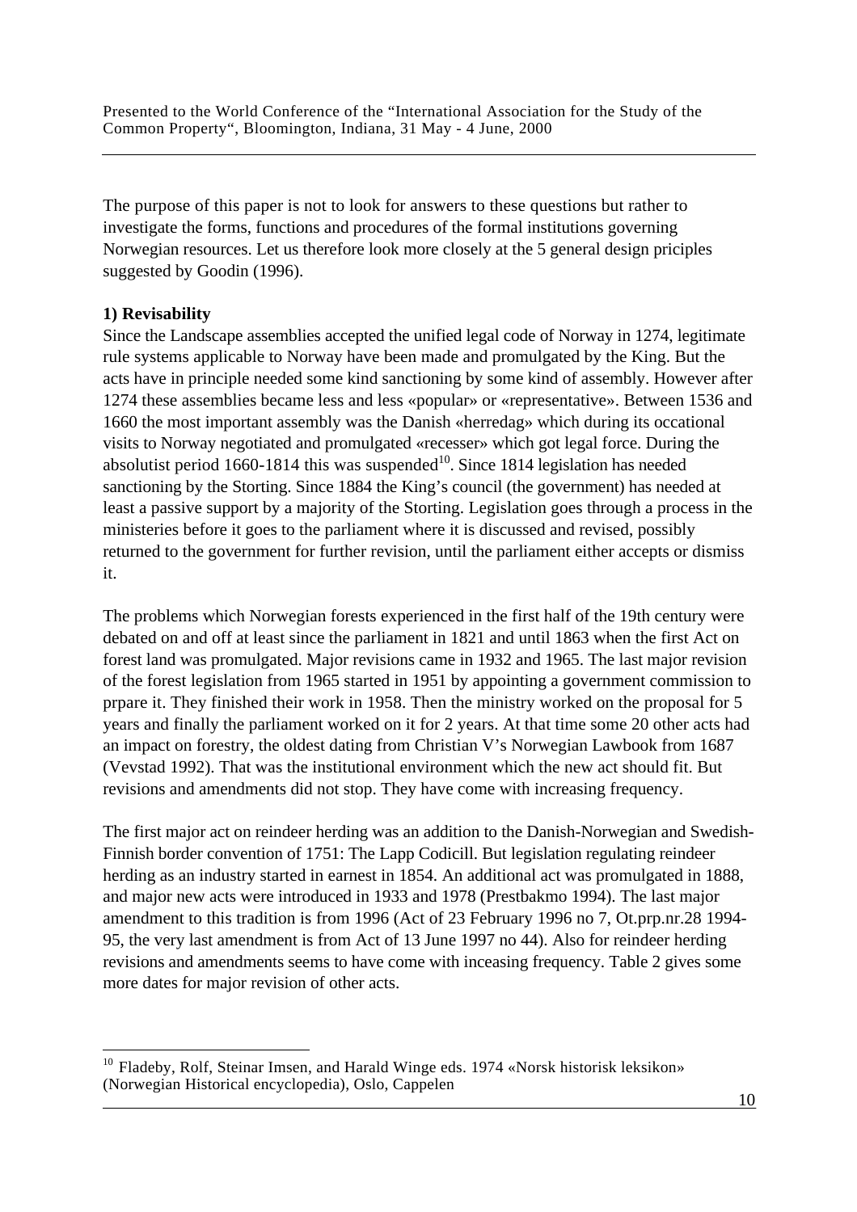The purpose of this paper is not to look for answers to these questions but rather to investigate the forms, functions and procedures of the formal institutions governing Norwegian resources. Let us therefore look more closely at the 5 general design priciples suggested by Goodin (1996).

**1) Revisability**

Since the Landscape assemblies accepted the unified legal code of Norway in 1274, legitimate rule systems applicable to Norway have been made and promulgated by the King. But the acts have in principle needed some kind sanctioning by some kind of assembly. However after 1274 these assemblies became less and less «popular» or «representative». Between 1536 and 1660 the most important assembly was the Danish «herredag» which during its occational visits to Norway negotiated and promulgated «recesser» which got legal force. During the absolutist period 1660-1814 this was suspended[10]. Since 1814 legislation has needed sanctioning by the Storting. Since 1884 the King's council (the government) has needed at least a passive support by a majority of the Storting. Legislation goes through a process in the ministeries before it goes to the parliament where it is discussed and revised, possibly returned to the government for further revision, until the parliament either accepts or dismiss it.

The problems which Norwegian forests experienced in the first half of the 19th century were debated on and off at least since the parliament in 1821 and until 1863 when the first Act on forest land was promulgated. Major revisions came in 1932 and 1965. The last major revision of the forest legislation from 1965 started in 1951 by appointing a government commission to prpare it. They finished their work in 1958. Then the ministry worked on the proposal for 5 years and finally the parliament worked on it for 2 years. At that time some 20 other acts had an impact on forestry, the oldest dating from Christian V's Norwegian Lawbook from 1687 (Vevstad 1992). That was the institutional environment which the new act should fit. But revisions and amendments did not stop. They have come with increasing frequency.

The first major act on reindeer herding was an addition to the Danish-Norwegian and Swedish-Finnish border convention of 1751: The Lapp Codicill. But legislation regulating reindeer herding as an industry started in earnest in 1854. An additional act was promulgated in 1888, and major new acts were introduced in 1933 and 1978 (Prestbakmo 1994). The last major amendment to this tradition is from 1996 (Act of 23 February 1996 no 7, Ot.prp.nr.28 1994-95, the very last amendment is from Act of 13 June 1997 no 44). Also for reindeer herding revisions and amendments seems to have come with inceasing frequency. Table 2 gives some more dates for major revision of other acts.

[10] Fladeby, Rolf, Steinar Imsen, and Harald Winge eds. 1974 «Norsk historisk leksikon» (Norwegian Historical encyclopedia), Oslo, Cappelen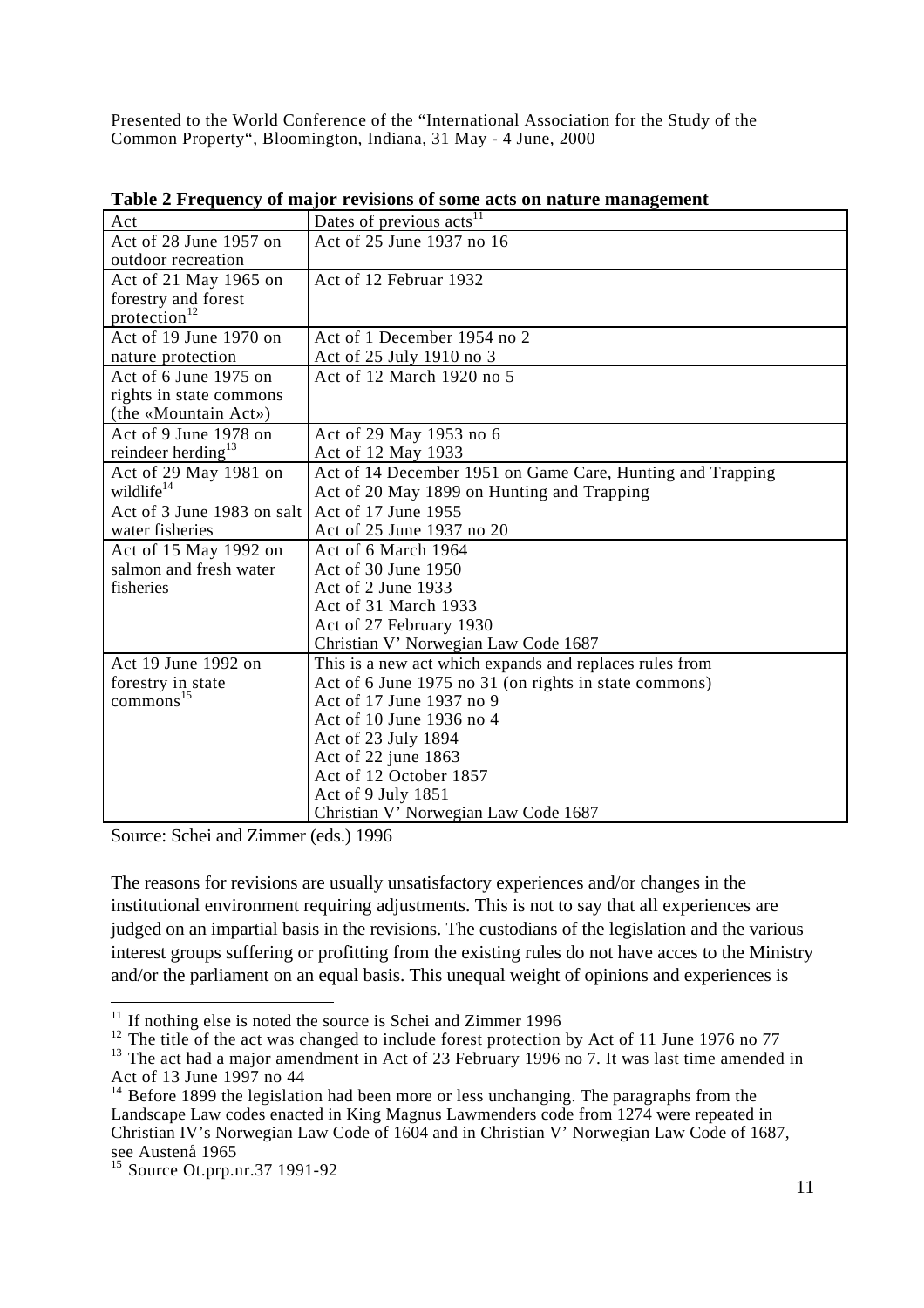**Table 2 Frequency of major revisions of some acts on nature management**

| Act | Dates of previous acts[11] |
|---|---|
| Act of 28 June 1957 on outdoor recreation | Act of 25 June 1937 no 16 |
| Act of 21 May 1965 on forestry and forest protection[12] | Act of 12 Februar 1932 |
| Act of 19 June 1970 on nature protection | Act of 1 December 1954 no 2<br>Act of 25 July 1910 no 3 |
| Act of 6 June 1975 on rights in state commons (the «Mountain Act») | Act of 12 March 1920 no 5 |
| Act of 9 June 1978 on reindeer herding[13] | Act of 29 May 1953 no 6<br>Act of 12 May 1933 |
| Act of 29 May 1981 on wildlife[14] | Act of 14 December 1951 on Game Care, Hunting and Trapping<br>Act of 20 May 1899 on Hunting and Trapping |
| Act of 3 June 1983 on salt water fisheries | Act of 17 June 1955<br>Act of 25 June 1937 no 20 |
| Act of 15 May 1992 on salmon and fresh water fisheries | Act of 6 March 1964<br>Act of 30 June 1950<br>Act of 2 June 1933<br>Act of 31 March 1933<br>Act of 27 February 1930<br>Christian V' Norwegian Law Code 1687 |
| Act 19 June 1992 on forestry in state commons[15] | This is a new act which expands and replaces rules from<br>Act of 6 June 1975 no 31 (on rights in state commons)<br>Act of 17 June 1937 no 9<br>Act of 10 June 1936 no 4<br>Act of 23 July 1894<br>Act of 22 june 1863<br>Act of 12 October 1857<br>Act of 9 July 1851<br>Christian V' Norwegian Law Code 1687 |

Source: Schei and Zimmer (eds.) 1996

The reasons for revisions are usually unsatisfactory experiences and/or changes in the institutional environment requiring adjustments. This is not to say that all experiences are judged on an impartial basis in the revisions. The custodians of the legislation and the various interest groups suffering or profitting from the existing rules do not have acces to the Ministry and/or the parliament on an equal basis. This unequal weight of opinions and experiences is

[11] If nothing else is noted the source is Schei and Zimmer 1996

[12] The title of the act was changed to include forest protection by Act of 11 June 1976 no 77

[13] The act had a major amendment in Act of 23 February 1996 no 7. It was last time amended in Act of 13 June 1997 no 44

[14] Before 1899 the legislation had been more or less unchanging. The paragraphs from the Landscape Law codes enacted in King Magnus Lawmenders code from 1274 were repeated in Christian IV's Norwegian Law Code of 1604 and in Christian V' Norwegian Law Code of 1687, see Austenå 1965

[15] Source Ot.prp.nr.37 1991-92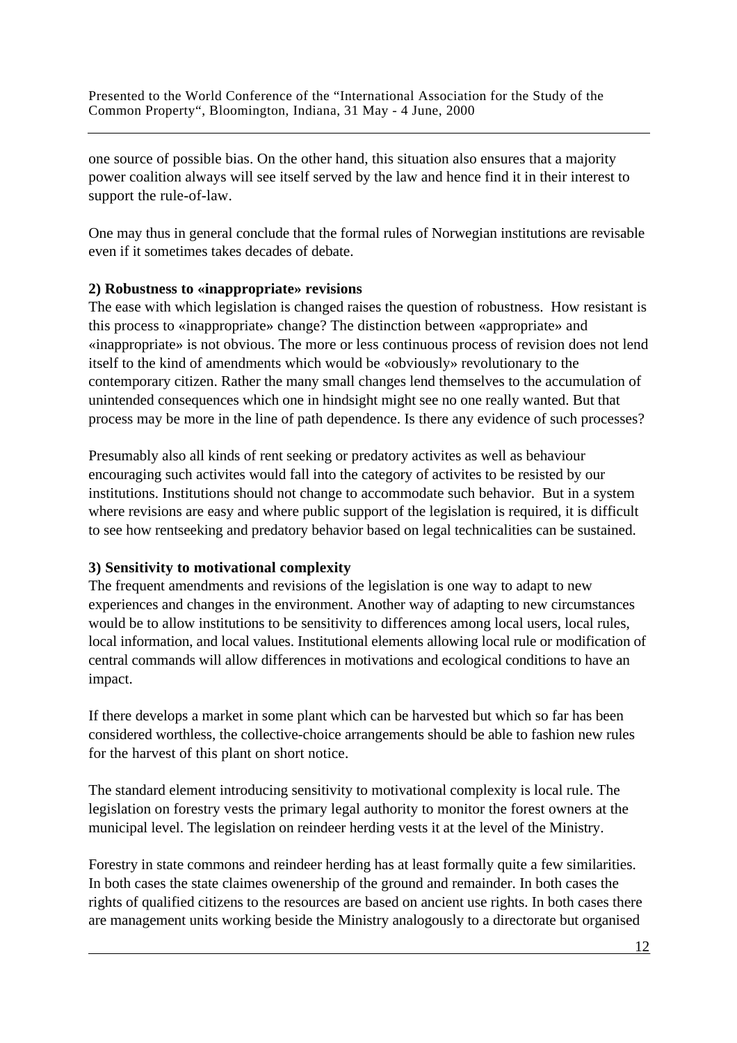one source of possible bias. On the other hand, this situation also ensures that a majority power coalition always will see itself served by the law and hence find it in their interest to support the rule-of-law.

One may thus in general conclude that the formal rules of Norwegian institutions are revisable even if it sometimes takes decades of debate.

**2) Robustness to «inappropriate» revisions**

The ease with which legislation is changed raises the question of robustness. How resistant is this process to «inappropriate» change? The distinction between «appropriate» and «inappropriate» is not obvious. The more or less continuous process of revision does not lend itself to the kind of amendments which would be «obviously» revolutionary to the contemporary citizen. Rather the many small changes lend themselves to the accumulation of unintended consequences which one in hindsight might see no one really wanted. But that process may be more in the line of path dependence. Is there any evidence of such processes?

Presumably also all kinds of rent seeking or predatory activites as well as behaviour encouraging such activites would fall into the category of activites to be resisted by our institutions. Institutions should not change to accommodate such behavior. But in a system where revisions are easy and where public support of the legislation is required, it is difficult to see how rentseeking and predatory behavior based on legal technicalities can be sustained.

**3) Sensitivity to motivational complexity**

The frequent amendments and revisions of the legislation is one way to adapt to new experiences and changes in the environment. Another way of adapting to new circumstances would be to allow institutions to be sensitivity to differences among local users, local rules, local information, and local values. Institutional elements allowing local rule or modification of central commands will allow differences in motivations and ecological conditions to have an impact.

If there develops a market in some plant which can be harvested but which so far has been considered worthless, the collective-choice arrangements should be able to fashion new rules for the harvest of this plant on short notice.

The standard element introducing sensitivity to motivational complexity is local rule. The legislation on forestry vests the primary legal authority to monitor the forest owners at the municipal level. The legislation on reindeer herding vests it at the level of the Ministry.

Forestry in state commons and reindeer herding has at least formally quite a few similarities. In both cases the state claimes owenership of the ground and remainder. In both cases the rights of qualified citizens to the resources are based on ancient use rights. In both cases there are management units working beside the Ministry analogously to a directorate but organised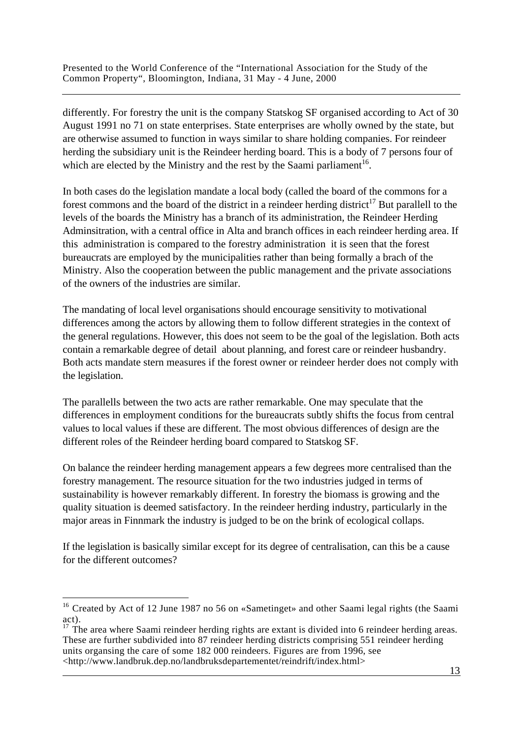differently. For forestry the unit is the company Statskog SF organised according to Act of 30 August 1991 no 71 on state enterprises. State enterprises are wholly owned by the state, but are otherwise assumed to function in ways similar to share holding companies. For reindeer herding the subsidiary unit is the Reindeer herding board. This is a body of 7 persons four of which are elected by the Ministry and the rest by the Saami parliament[16].

In both cases do the legislation mandate a local body (called the board of the commons for a forest commons and the board of the district in a reindeer herding district[17] But parallell to the levels of the boards the Ministry has a branch of its administration, the Reindeer Herding Adminsitration, with a central office in Alta and branch offices in each reindeer herding area. If this administration is compared to the forestry administration it is seen that the forest bureaucrats are employed by the municipalities rather than being formally a brach of the Ministry. Also the cooperation between the public management and the private associations of the owners of the industries are similar.

The mandating of local level organisations should encourage sensitivity to motivational differences among the actors by allowing them to follow different strategies in the context of the general regulations. However, this does not seem to be the goal of the legislation. Both acts contain a remarkable degree of detail about planning, and forest care or reindeer husbandry. Both acts mandate stern measures if the forest owner or reindeer herder does not comply with the legislation.

The parallells between the two acts are rather remarkable. One may speculate that the differences in employment conditions for the bureaucrats subtly shifts the focus from central values to local values if these are different. The most obvious differences of design are the different roles of the Reindeer herding board compared to Statskog SF.

On balance the reindeer herding management appears a few degrees more centralised than the forestry management. The resource situation for the two industries judged in terms of sustainability is however remarkably different. In forestry the biomass is growing and the quality situation is deemed satisfactory. In the reindeer herding industry, particularly in the major areas in Finnmark the industry is judged to be on the brink of ecological collaps.

If the legislation is basically similar except for its degree of centralisation, can this be a cause for the different outcomes?

---

[16] Created by Act of 12 June 1987 no 56 on «Sametinget» and other Saami legal rights (the Saami act).

[17] The area where Saami reindeer herding rights are extant is divided into 6 reindeer herding areas. These are further subdivided into 87 reindeer herding districts comprising 551 reindeer herding units organsing the care of some 182 000 reindeers. Figures are from 1996, see <http://www.landbruk.dep.no/landbruksdepartementet/reindrift/index.html>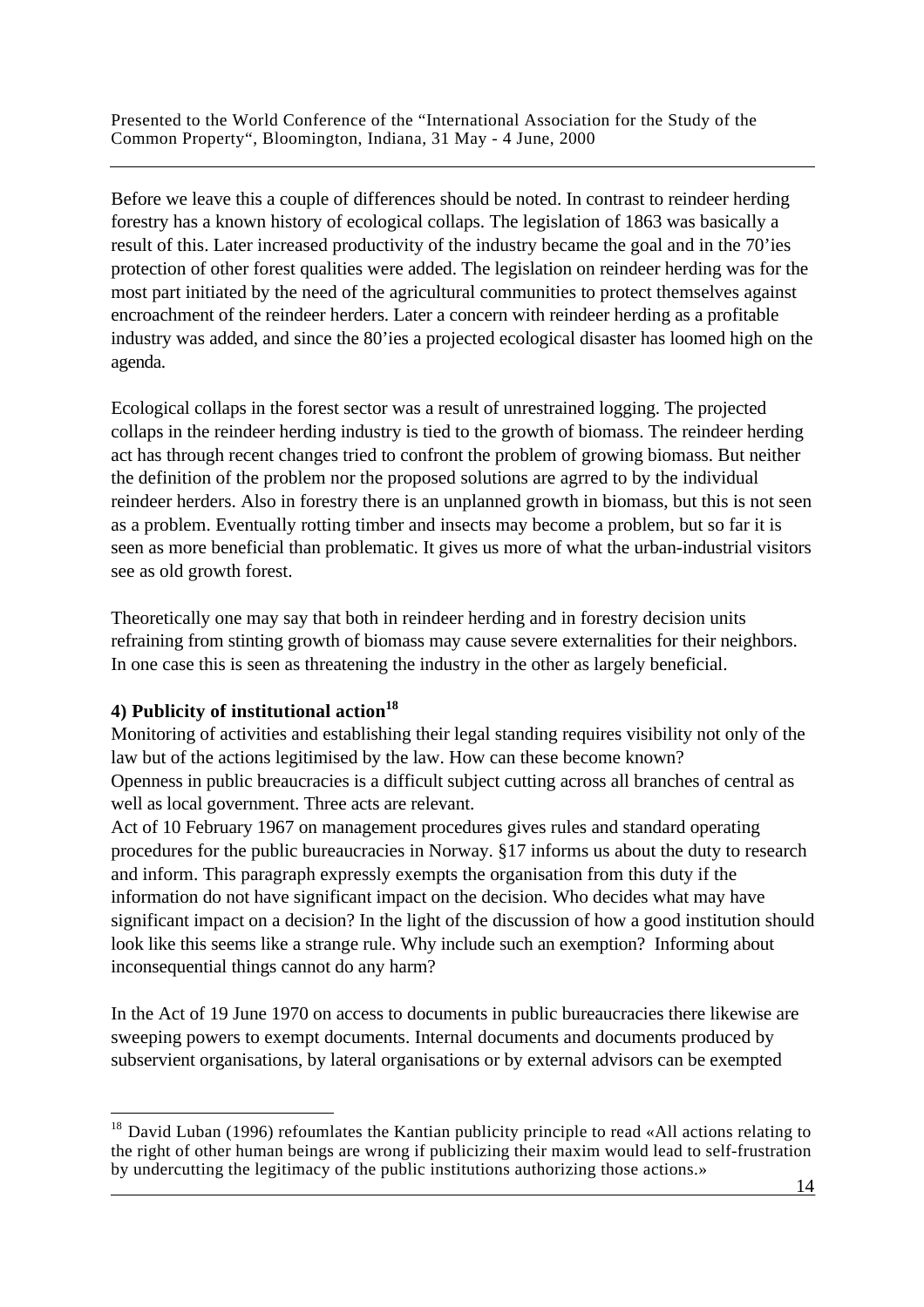Before we leave this a couple of differences should be noted. In contrast to reindeer herding forestry has a known history of ecological collaps. The legislation of 1863 was basically a result of this. Later increased productivity of the industry became the goal and in the 70'ies protection of other forest qualities were added. The legislation on reindeer herding was for the most part initiated by the need of the agricultural communities to protect themselves against encroachment of the reindeer herders. Later a concern with reindeer herding as a profitable industry was added, and since the 80'ies a projected ecological disaster has loomed high on the agenda.

Ecological collaps in the forest sector was a result of unrestrained logging. The projected collaps in the reindeer herding industry is tied to the growth of biomass. The reindeer herding act has through recent changes tried to confront the problem of growing biomass. But neither the definition of the problem nor the proposed solutions are agrred to by the individual reindeer herders. Also in forestry there is an unplanned growth in biomass, but this is not seen as a problem. Eventually rotting timber and insects may become a problem, but so far it is seen as more beneficial than problematic. It gives us more of what the urban-industrial visitors see as old growth forest.

Theoretically one may say that both in reindeer herding and in forestry decision units refraining from stinting growth of biomass may cause severe externalities for their neighbors. In one case this is seen as threatening the industry in the other as largely beneficial.

#### 4) Publicity of institutional action[18]

Monitoring of activities and establishing their legal standing requires visibility not only of the law but of the actions legitimised by the law. How can these become known?
Openness in public breaucracies is a difficult subject cutting across all branches of central as well as local government. Three acts are relevant.
Act of 10 February 1967 on management procedures gives rules and standard operating procedures for the public bureaucracies in Norway. §17 informs us about the duty to research and inform. This paragraph expressly exempts the organisation from this duty if the information do not have significant impact on the decision. Who decides what may have significant impact on a decision? In the light of the discussion of how a good institution should look like this seems like a strange rule. Why include such an exemption? Informing about inconsequential things cannot do any harm?

In the Act of 19 June 1970 on access to documents in public bureaucracies there likewise are sweeping powers to exempt documents. Internal documents and documents produced by subservient organisations, by lateral organisations or by external advisors can be exempted

[18] David Luban (1996) refoumlates the Kantian publicity principle to read «All actions relating to the right of other human beings are wrong if publicizing their maxim would lead to self-frustration by undercutting the legitimacy of the public institutions authorizing those actions.»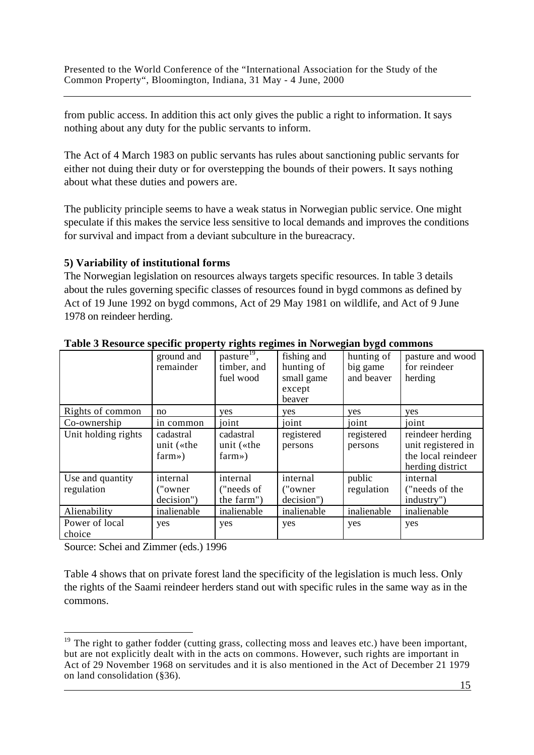from public access. In addition this act only gives the public a right to information. It says nothing about any duty for the public servants to inform.

The Act of 4 March 1983 on public servants has rules about sanctioning public servants for either not duing their duty or for overstepping the bounds of their powers. It says nothing about what these duties and powers are.

The publicity principle seems to have a weak status in Norwegian public service. One might speculate if this makes the service less sensitive to local demands and improves the conditions for survival and impact from a deviant subculture in the bureacracy.

### 5) Variability of institutional forms

The Norwegian legislation on resources always targets specific resources. In table 3 details about the rules governing specific classes of resources found in bygd commons as defined by Act of 19 June 1992 on bygd commons, Act of 29 May 1981 on wildlife, and Act of 9 June 1978 on reindeer herding.

**Table 3 Resource specific property rights regimes in Norwegian bygd commons**

| | ground and remainder | pasture[19], timber, and fuel wood | fishing and hunting of small game except beaver | hunting of big game and beaver | pasture and wood for reindeer herding |
|---|---|---|---|---|---|
| Rights of common | no | yes | yes | yes | yes |
| Co-ownership | in common | joint | joint | joint | joint |
| Unit holding rights | cadastral unit («the farm») | cadastral unit («the farm») | registered persons | registered persons | reindeer herding unit registered in the local reindeer herding district |
| Use and quantity regulation | internal ("owner decision") | internal ("needs of the farm") | internal ("owner decision") | public regulation | internal ("needs of the industry") |
| Alienability | inalienable | inalienable | inalienable | inalienable | inalienable |
| Power of local choice | yes | yes | yes | yes | yes |

Source: Schei and Zimmer (eds.) 1996

Table 4 shows that on private forest land the specificity of the legislation is much less. Only the rights of the Saami reindeer herders stand out with specific rules in the same way as in the commons.

[19] The right to gather fodder (cutting grass, collecting moss and leaves etc.) have been important, but are not explicitly dealt with in the acts on commons. However, such rights are important in Act of 29 November 1968 on servitudes and it is also mentioned in the Act of December 21 1979 on land consolidation (§36).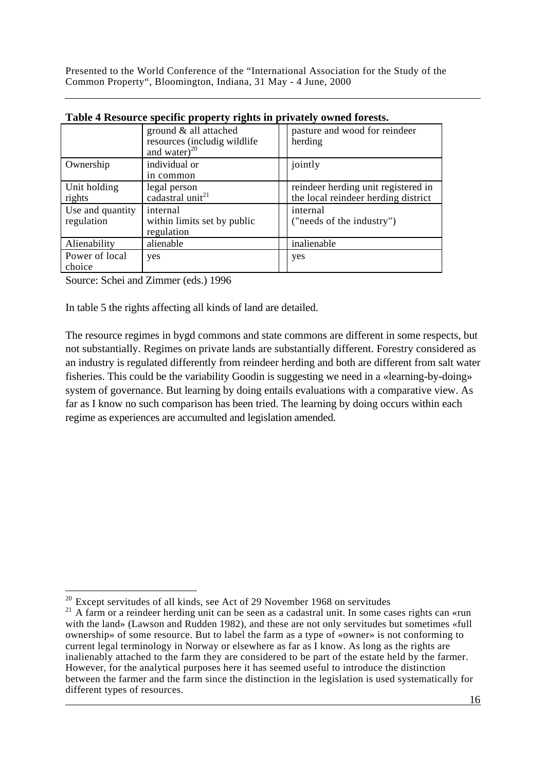**Table 4 Resource specific property rights in privately owned forests.**

| | ground & all attached resources (includig wildlife and water)[20] | pasture and wood for reindeer herding |
|---|---|---|
| Ownership | individual or in common | jointly |
| Unit holding rights | legal person cadastral unit[21] | reindeer herding unit registered in the local reindeer herding district |
| Use and quantity regulation | internal within limits set by public regulation | internal ("needs of the industry") |
| Alienability | alienable | inalienable |
| Power of local choice | yes | yes |

Source: Schei and Zimmer (eds.) 1996

In table 5 the rights affecting all kinds of land are detailed.

The resource regimes in bygd commons and state commons are different in some respects, but not substantially. Regimes on private lands are substantially different. Forestry considered as an industry is regulated differently from reindeer herding and both are different from salt water fisheries. This could be the variability Goodin is suggesting we need in a «learning-by-doing» system of governance. But learning by doing entails evaluations with a comparative view. As far as I know no such comparison has been tried. The learning by doing occurs within each regime as experiences are accumulted and legislation amended.

---

[20] Except servitudes of all kinds, see Act of 29 November 1968 on servitudes

[21] A farm or a reindeer herding unit can be seen as a cadastral unit. In some cases rights can «run with the land» (Lawson and Rudden 1982), and these are not only servitudes but sometimes «full ownership» of some resource. But to label the farm as a type of «owner» is not conforming to current legal terminology in Norway or elsewhere as far as I know. As long as the rights are inalienably attached to the farm they are considered to be part of the estate held by the farmer. However, for the analytical purposes here it has seemed useful to introduce the distinction between the farmer and the farm since the distinction in the legislation is used systematically for different types of resources.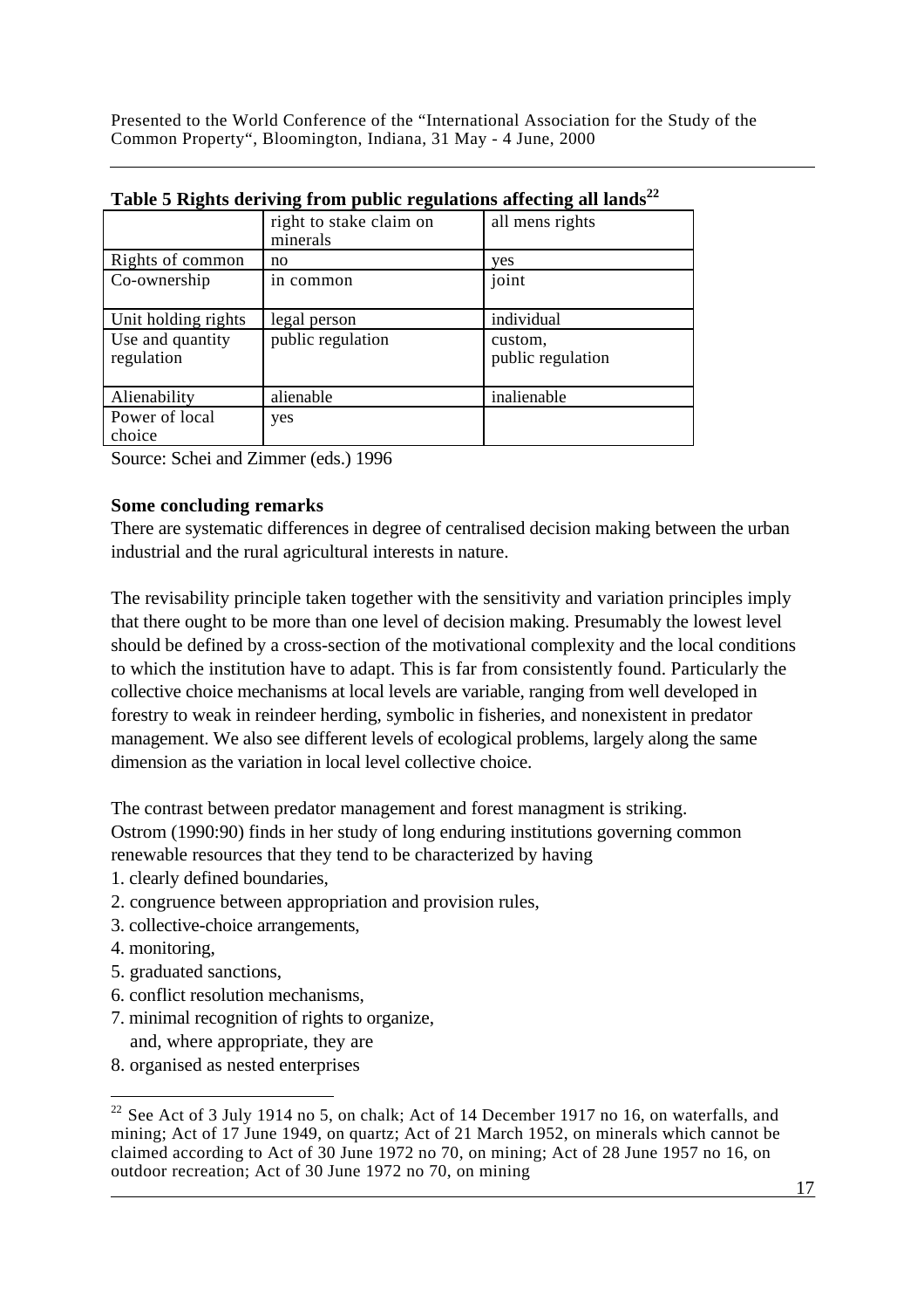**Table 5 Rights deriving from public regulations affecting all lands**[22]

| | right to stake claim on minerals | all mens rights |
|---|---|---|
| Rights of common | no | yes |
| Co-ownership | in common | joint |
| Unit holding rights | legal person | individual |
| Use and quantity regulation | public regulation | custom, public regulation |
| Alienability | alienable | inalienable |
| Power of local choice | yes | |

Source: Schei and Zimmer (eds.) 1996

**Some concluding remarks**

There are systematic differences in degree of centralised decision making between the urban industrial and the rural agricultural interests in nature.

The revisability principle taken together with the sensitivity and variation principles imply that there ought to be more than one level of decision making. Presumably the lowest level should be defined by a cross-section of the motivational complexity and the local conditions to which the institution have to adapt. This is far from consistently found. Particularly the collective choice mechanisms at local levels are variable, ranging from well developed in forestry to weak in reindeer herding, symbolic in fisheries, and nonexistent in predator management. We also see different levels of ecological problems, largely along the same dimension as the variation in local level collective choice.

The contrast between predator management and forest managment is striking.
Ostrom (1990:90) finds in her study of long enduring institutions governing common renewable resources that they tend to be characterized by having

1. clearly defined boundaries,
2. congruence between appropriation and provision rules,
3. collective-choice arrangements,
4. monitoring,
5. graduated sanctions,
6. conflict resolution mechanisms,
7. minimal recognition of rights to organize,
   and, where appropriate, they are
8. organised as nested enterprises

[22] See Act of 3 July 1914 no 5, on chalk; Act of 14 December 1917 no 16, on waterfalls, and mining; Act of 17 June 1949, on quartz; Act of 21 March 1952, on minerals which cannot be claimed according to Act of 30 June 1972 no 70, on mining; Act of 28 June 1957 no 16, on outdoor recreation; Act of 30 June 1972 no 70, on mining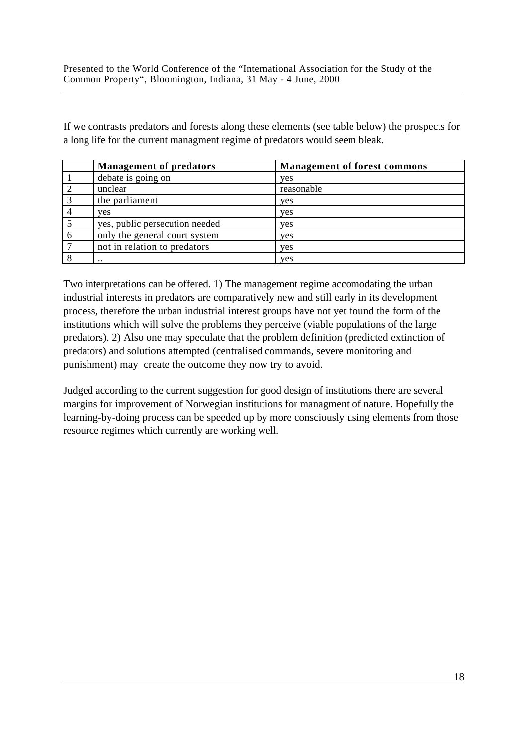If we contrasts predators and forests along these elements (see table below) the prospects for a long life for the current managment regime of predators would seem bleak.

| | Management of predators | Management of forest commons |
|---|---|---|
| 1 | debate is going on | yes |
| 2 | unclear | reasonable |
| 3 | the parliament | yes |
| 4 | yes | yes |
| 5 | yes, public persecution needed | yes |
| 6 | only the general court system | yes |
| 7 | not in relation to predators | yes |
| 8 | .. | yes |

Two interpretations can be offered. 1) The management regime accomodating the urban industrial interests in predators are comparatively new and still early in its development process, therefore the urban industrial interest groups have not yet found the form of the institutions which will solve the problems they perceive (viable populations of the large predators). 2) Also one may speculate that the problem definition (predicted extinction of predators) and solutions attempted (centralised commands, severe monitoring and punishment) may create the outcome they now try to avoid.

Judged according to the current suggestion for good design of institutions there are several margins for improvement of Norwegian institutions for managment of nature. Hopefully the learning-by-doing process can be speeded up by more consciously using elements from those resource regimes which currently are working well.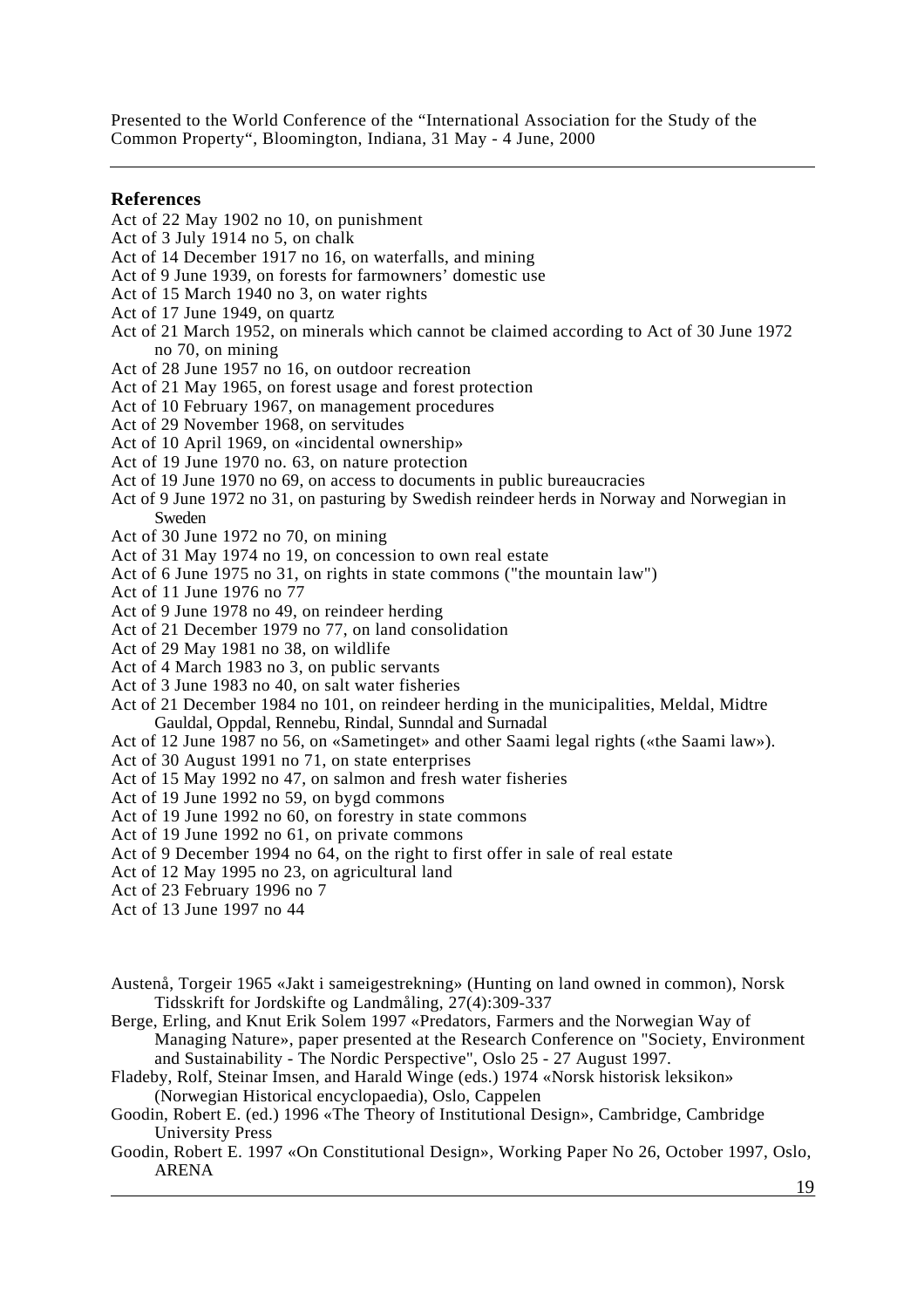## References

Act of 22 May 1902 no 10, on punishment
Act of 3 July 1914 no 5, on chalk
Act of 14 December 1917 no 16, on waterfalls, and mining
Act of 9 June 1939, on forests for farmowners' domestic use
Act of 15 March 1940 no 3, on water rights
Act of 17 June 1949, on quartz
Act of 21 March 1952, on minerals which cannot be claimed according to Act of 30 June 1972 no 70, on mining
Act of 28 June 1957 no 16, on outdoor recreation
Act of 21 May 1965, on forest usage and forest protection
Act of 10 February 1967, on management procedures
Act of 29 November 1968, on servitudes
Act of 10 April 1969, on «incidental ownership»
Act of 19 June 1970 no. 63, on nature protection
Act of 19 June 1970 no 69, on access to documents in public bureaucracies
Act of 9 June 1972 no 31, on pasturing by Swedish reindeer herds in Norway and Norwegian in Sweden
Act of 30 June 1972 no 70, on mining
Act of 31 May 1974 no 19, on concession to own real estate
Act of 6 June 1975 no 31, on rights in state commons ("the mountain law")
Act of 11 June 1976 no 77
Act of 9 June 1978 no 49, on reindeer herding
Act of 21 December 1979 no 77, on land consolidation
Act of 29 May 1981 no 38, on wildlife
Act of 4 March 1983 no 3, on public servants
Act of 3 June 1983 no 40, on salt water fisheries
Act of 21 December 1984 no 101, on reindeer herding in the municipalities, Meldal, Midtre Gauldal, Oppdal, Rennebu, Rindal, Sunndal and Surnadal
Act of 12 June 1987 no 56, on «Sametinget» and other Saami legal rights («the Saami law»).
Act of 30 August 1991 no 71, on state enterprises
Act of 15 May 1992 no 47, on salmon and fresh water fisheries
Act of 19 June 1992 no 59, on bygd commons
Act of 19 June 1992 no 60, on forestry in state commons
Act of 19 June 1992 no 61, on private commons
Act of 9 December 1994 no 64, on the right to first offer in sale of real estate
Act of 12 May 1995 no 23, on agricultural land
Act of 23 February 1996 no 7
Act of 13 June 1997 no 44

Austenå, Torgeir 1965 «Jakt i sameigestrekning» (Hunting on land owned in common), Norsk Tidsskrift for Jordskifte og Landmåling, 27(4):309-337

Berge, Erling, and Knut Erik Solem 1997 «Predators, Farmers and the Norwegian Way of Managing Nature», paper presented at the Research Conference on "Society, Environment and Sustainability - The Nordic Perspective", Oslo 25 - 27 August 1997.

Fladeby, Rolf, Steinar Imsen, and Harald Winge (eds.) 1974 «Norsk historisk leksikon» (Norwegian Historical encyclopaedia), Oslo, Cappelen

Goodin, Robert E. (ed.) 1996 «The Theory of Institutional Design», Cambridge, Cambridge University Press

Goodin, Robert E. 1997 «On Constitutional Design», Working Paper No 26, October 1997, Oslo, ARENA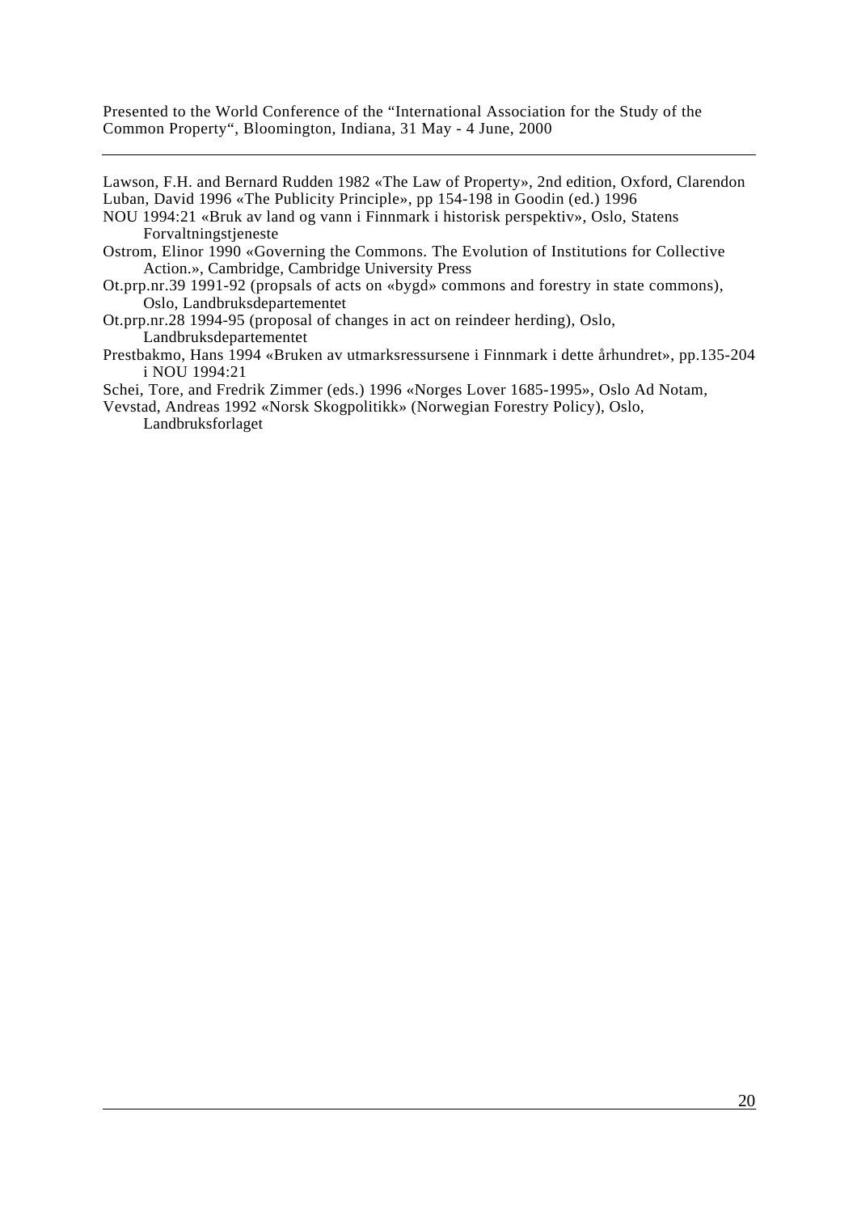Lawson, F.H. and Bernard Rudden 1982 «The Law of Property», 2nd edition, Oxford, Clarendon

Luban, David 1996 «The Publicity Principle», pp 154-198 in Goodin (ed.) 1996

NOU 1994:21 «Bruk av land og vann i Finnmark i historisk perspektiv», Oslo, Statens Forvaltningstjeneste

Ostrom, Elinor 1990 «Governing the Commons. The Evolution of Institutions for Collective Action.», Cambridge, Cambridge University Press

Ot.prp.nr.39 1991-92 (propsals of acts on «bygd» commons and forestry in state commons), Oslo, Landbruksdepartementet

Ot.prp.nr.28 1994-95 (proposal of changes in act on reindeer herding), Oslo, Landbruksdepartementet

Prestbakmo, Hans 1994 «Bruken av utmarksressursene i Finnmark i dette århundret», pp.135-204 i NOU 1994:21

Schei, Tore, and Fredrik Zimmer (eds.) 1996 «Norges Lover 1685-1995», Oslo Ad Notam,

Vevstad, Andreas 1992 «Norsk Skogpolitikk» (Norwegian Forestry Policy), Oslo, Landbruksforlaget